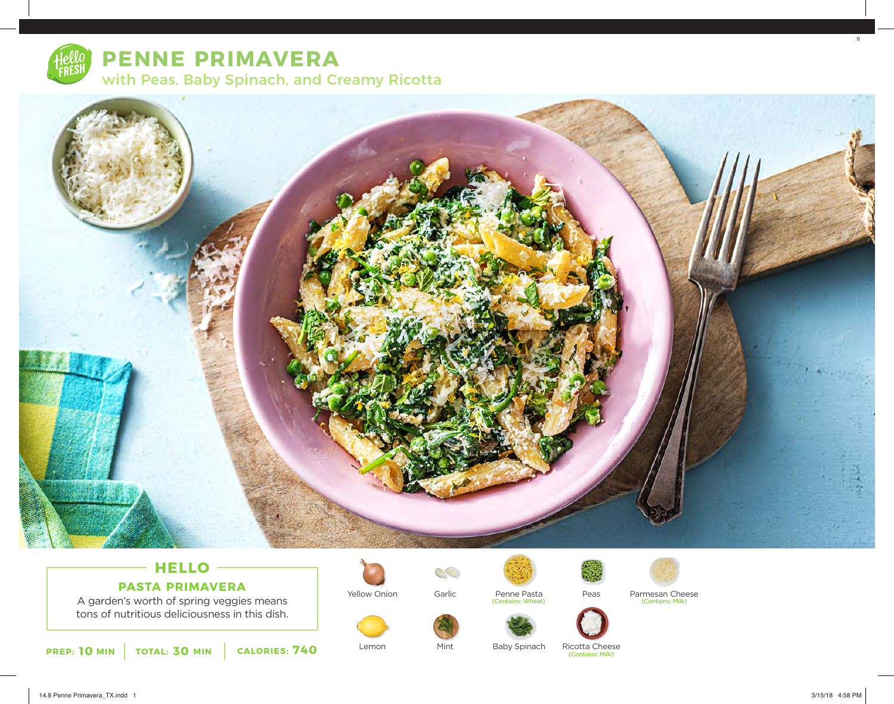# PENNE PRIMAVERA

## with Peas, Baby Spinach, and Creamy Ricotta

### HELLO

**PASTA PRIMAVERA**

A garden's worth of spring veggies means tons of nutritious deliciousness in this dish.

**PREP: 10 MIN** | **TOTAL: 30 MIN** | **CALORIES: 740**

- Yellow Onion
- Garlic
- Penne Pasta (Contains: Wheat)
- Peas
- Parmesan Cheese (Contains: Milk)
- Lemon
- Mint
- Baby Spinach
- Ricotta Cheese (Contains: Milk)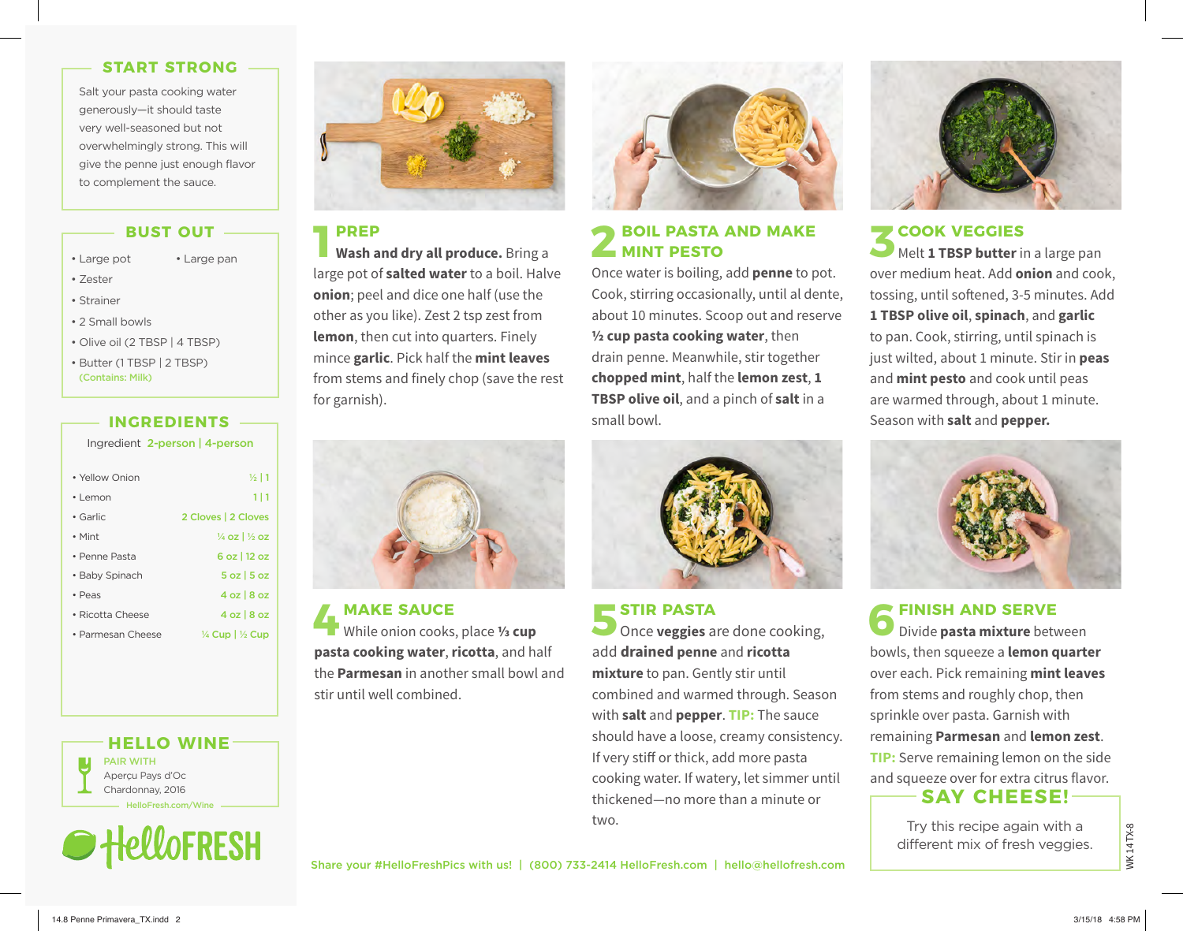## START STRONG

Salt your pasta cooking water generously—it should taste very well-seasoned but not overwhelmingly strong. This will give the penne just enough flavor to complement the sauce.

## BUST OUT

- Large pot
- Large pan
- Zester
- Strainer
- 2 Small bowls
- Olive oil (2 TBSP | 4 TBSP)
- Butter (1 TBSP | 2 TBSP) (Contains: Milk)

## INGREDIENTS

| Ingredient | 2-person \| 4-person |
|---|---|
| Yellow Onion | ½ \| 1 |
| Lemon | 1 \| 1 |
| Garlic | 2 Cloves \| 2 Cloves |
| Mint | ¼ oz \| ½ oz |
| Penne Pasta | 6 oz \| 12 oz |
| Baby Spinach | 5 oz \| 5 oz |
| Peas | 4 oz \| 8 oz |
| Ricotta Cheese | 4 oz \| 8 oz |
| Parmesan Cheese | ¼ Cup \| ½ Cup |

## HELLO WINE

PAIR WITH
Aperçu Pays d'Oc Chardonnay, 2016

HelloFresh.com/Wine

HelloFRESH

## 1 PREP

**Wash and dry all produce.** Bring a large pot of **salted water** to a boil. Halve **onion**; peel and dice one half (use the other as you like). Zest 2 tsp zest from **lemon**, then cut into quarters. Finely mince **garlic**. Pick half the **mint leaves** from stems and finely chop (save the rest for garnish).

## 2 BOIL PASTA AND MAKE MINT PESTO

Once water is boiling, add **penne** to pot. Cook, stirring occasionally, until al dente, about 10 minutes. Scoop out and reserve **½ cup pasta cooking water**, then drain penne. Meanwhile, stir together **chopped mint**, half the **lemon zest**, **1 TBSP olive oil**, and a pinch of **salt** in a small bowl.

## 3 COOK VEGGIES

Melt **1 TBSP butter** in a large pan over medium heat. Add **onion** and cook, tossing, until softened, 3-5 minutes. Add **1 TBSP olive oil**, **spinach**, and **garlic** to pan. Cook, stirring, until spinach is just wilted, about 1 minute. Stir in **peas** and **mint pesto** and cook until peas are warmed through, about 1 minute. Season with **salt** and **pepper.**

## 4 MAKE SAUCE

While onion cooks, place **⅓ cup pasta cooking water**, **ricotta**, and half the **Parmesan** in another small bowl and stir until well combined.

## 5 STIR PASTA

Once **veggies** are done cooking, add **drained penne** and **ricotta mixture** to pan. Gently stir until combined and warmed through. Season with **salt** and **pepper**. **TIP:** The sauce should have a loose, creamy consistency. If very stiff or thick, add more pasta cooking water. If watery, let simmer until thickened—no more than a minute or two.

## 6 FINISH AND SERVE

Divide **pasta mixture** between bowls, then squeeze a **lemon quarter** over each. Pick remaining **mint leaves** from stems and roughly chop, then sprinkle over pasta. Garnish with remaining **Parmesan** and **lemon zest**. **TIP:** Serve remaining lemon on the side and squeeze over for extra citrus flavor.

## SAY CHEESE!

Try this recipe again with a different mix of fresh veggies.

Share your #HelloFreshPics with us! | (800) 733-2414 HelloFresh.com | hello@hellofresh.com

WK 14 TX-8